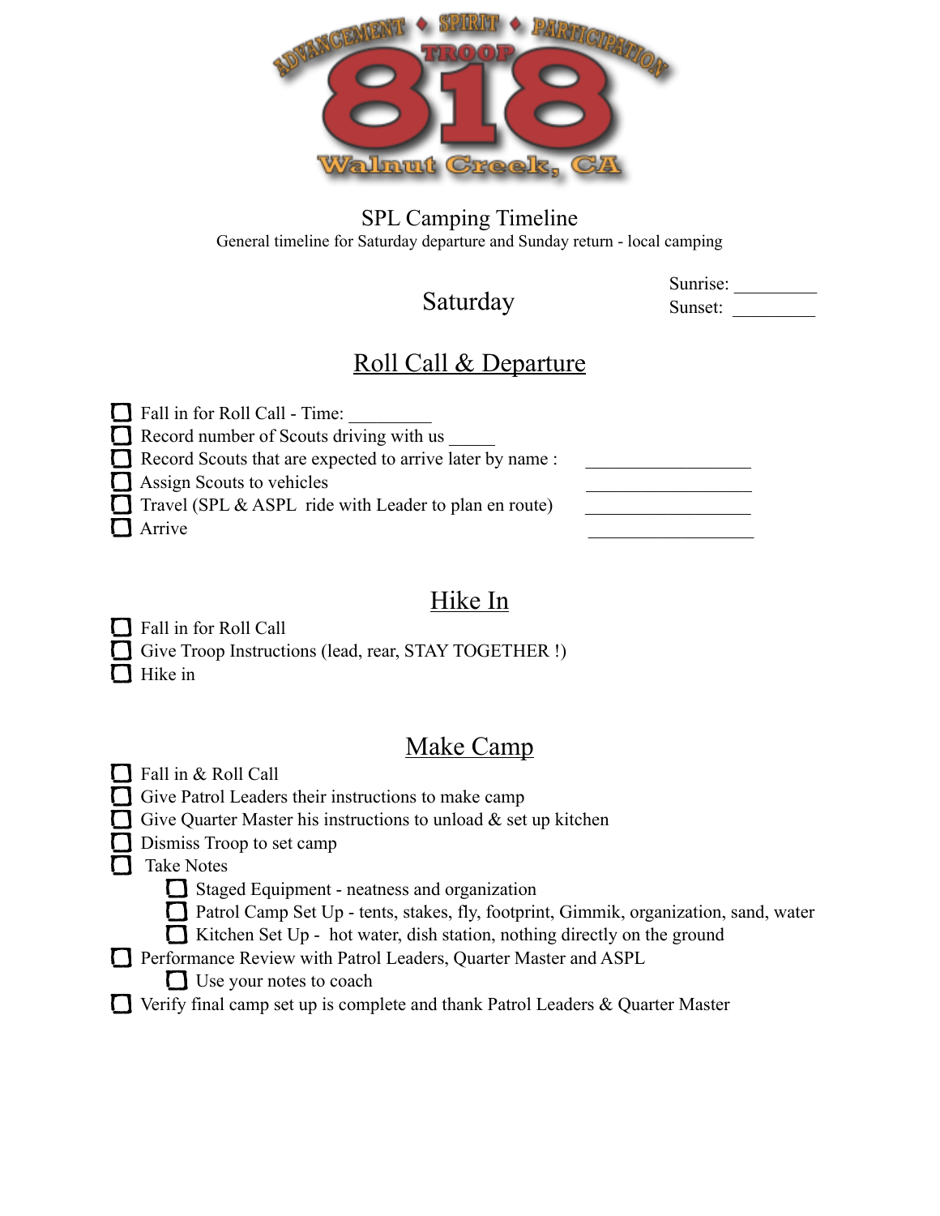ADVANCEMENT ◆ SPIRIT ◆ PARTICIPATION

TROOP

818

Walnut Creek, CA

# SPL Camping Timeline

General timeline for Saturday departure and Sunday return - local camping

## Saturday

Sunrise: _________

Sunset: _________

### Roll Call & Departure

- [ ] Fall in for Roll Call - Time: _________
- [ ] Record number of Scouts driving with us _____
- [ ] Record Scouts that are expected to arrive later by name : ___________________ ___________________ ___________________ ___________________
- [ ] Assign Scouts to vehicles
- [ ] Travel (SPL & ASPL ride with Leader to plan en route)
- [ ] Arrive

### Hike In

- [ ] Fall in for Roll Call
- [ ] Give Troop Instructions (lead, rear, STAY TOGETHER !)
- [ ] Hike in

### Make Camp

- [ ] Fall in & Roll Call
- [ ] Give Patrol Leaders their instructions to make camp
- [ ] Give Quarter Master his instructions to unload & set up kitchen
- [ ] Dismiss Troop to set camp
- [ ] Take Notes
  - [ ] Staged Equipment - neatness and organization
  - [ ] Patrol Camp Set Up - tents, stakes, fly, footprint, Gimmik, organization, sand, water
  - [ ] Kitchen Set Up - hot water, dish station, nothing directly on the ground
- [ ] Performance Review with Patrol Leaders, Quarter Master and ASPL
  - [ ] Use your notes to coach
- [ ] Verify final camp set up is complete and thank Patrol Leaders & Quarter Master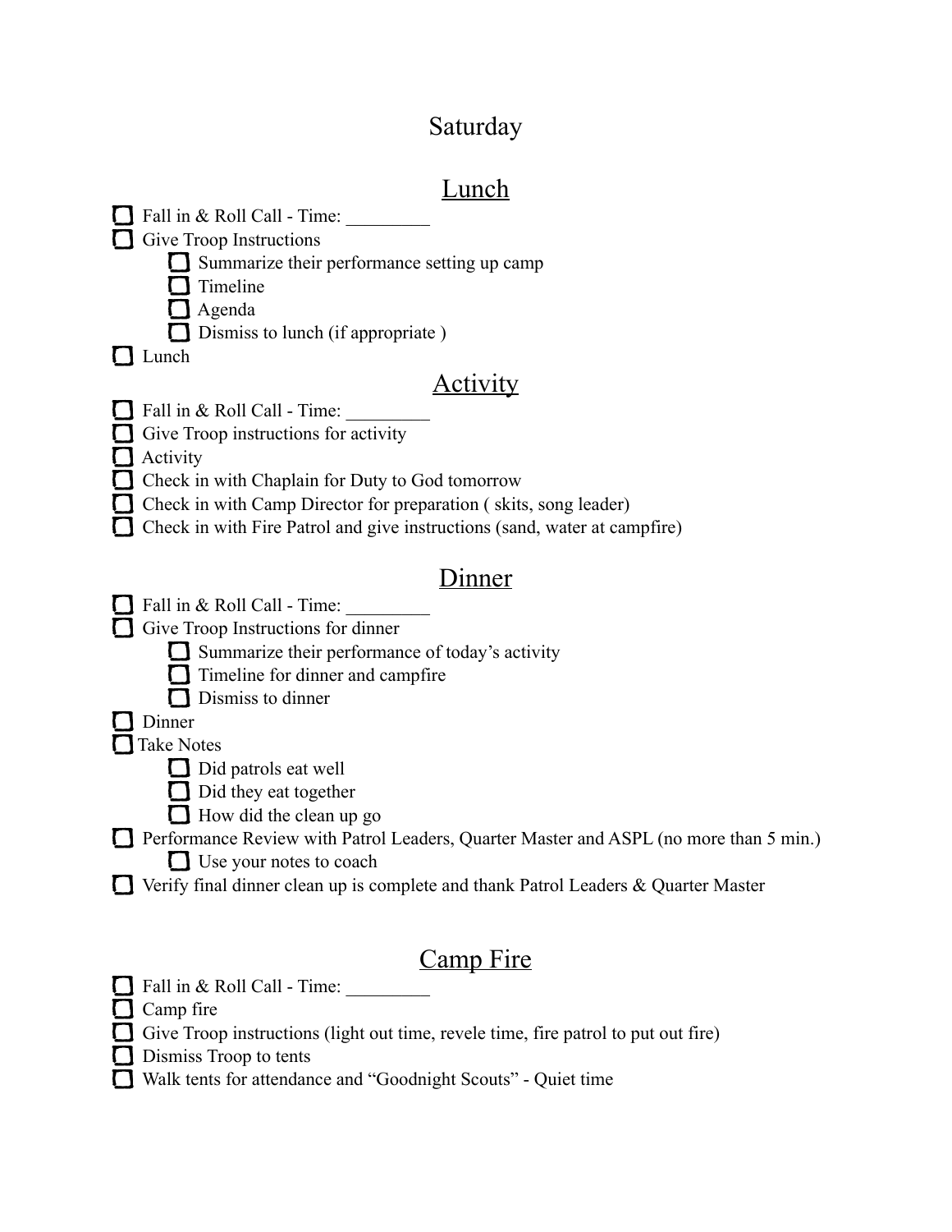# Saturday

## Lunch

- [ ] Fall in & Roll Call - Time: _________
- [ ] Give Troop Instructions
    - [ ] Summarize their performance setting up camp
    - [ ] Timeline
    - [ ] Agenda
    - [ ] Dismiss to lunch (if appropriate )
- [ ] Lunch

## Activity

- [ ] Fall in & Roll Call - Time: _________
- [ ] Give Troop instructions for activity
- [ ] Activity
- [ ] Check in with Chaplain for Duty to God tomorrow
- [ ] Check in with Camp Director for preparation ( skits, song leader)
- [ ] Check in with Fire Patrol and give instructions (sand, water at campfire)

## Dinner

- [ ] Fall in & Roll Call - Time: _________
- [ ] Give Troop Instructions for dinner
    - [ ] Summarize their performance of today's activity
    - [ ] Timeline for dinner and campfire
    - [ ] Dismiss to dinner
- [ ] Dinner
- [ ] Take Notes
    - [ ] Did patrols eat well
    - [ ] Did they eat together
    - [ ] How did the clean up go
- [ ] Performance Review with Patrol Leaders, Quarter Master and ASPL (no more than 5 min.)
    - [ ] Use your notes to coach
- [ ] Verify final dinner clean up is complete and thank Patrol Leaders & Quarter Master

## Camp Fire

- [ ] Fall in & Roll Call - Time: _________
- [ ] Camp fire
- [ ] Give Troop instructions (light out time, revele time, fire patrol to put out fire)
- [ ] Dismiss Troop to tents
- [ ] Walk tents for attendance and "Goodnight Scouts" - Quiet time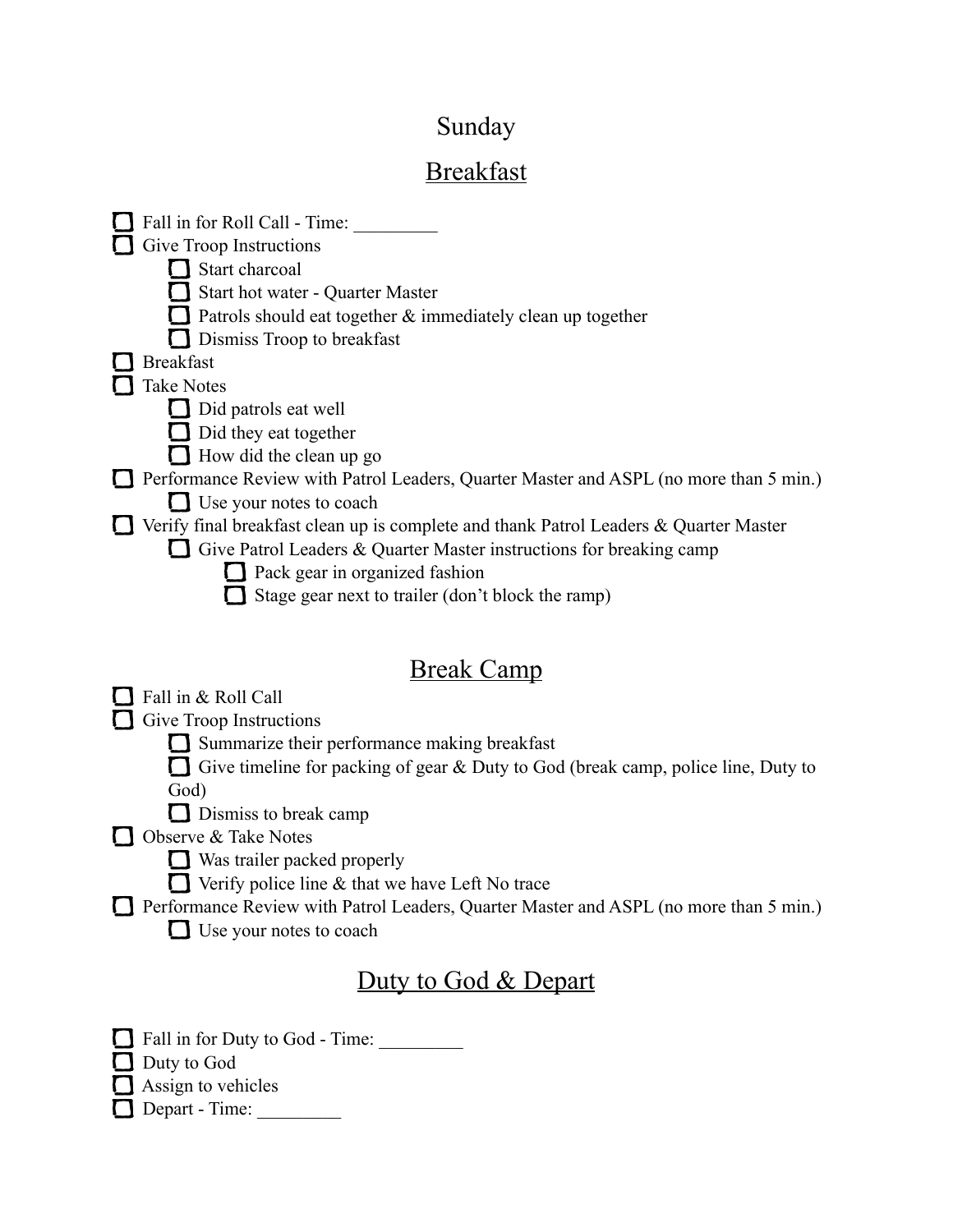# Sunday

## Breakfast

- [ ] Fall in for Roll Call - Time: _________
- [ ] Give Troop Instructions
    - [ ] Start charcoal
    - [ ] Start hot water - Quarter Master
    - [ ] Patrols should eat together & immediately clean up together
    - [ ] Dismiss Troop to breakfast
- [ ] Breakfast
- [ ] Take Notes
    - [ ] Did patrols eat well
    - [ ] Did they eat together
    - [ ] How did the clean up go
- [ ] Performance Review with Patrol Leaders, Quarter Master and ASPL (no more than 5 min.)
    - [ ] Use your notes to coach
- [ ] Verify final breakfast clean up is complete and thank Patrol Leaders & Quarter Master
    - [ ] Give Patrol Leaders & Quarter Master instructions for breaking camp
        - [ ] Pack gear in organized fashion
        - [ ] Stage gear next to trailer (don't block the ramp)

## Break Camp

- [ ] Fall in & Roll Call
- [ ] Give Troop Instructions
    - [ ] Summarize their performance making breakfast
    - [ ] Give timeline for packing of gear & Duty to God (break camp, police line, Duty to God)
    - [ ] Dismiss to break camp
- [ ] Observe & Take Notes
    - [ ] Was trailer packed properly
    - [ ] Verify police line & that we have Left No trace
- [ ] Performance Review with Patrol Leaders, Quarter Master and ASPL (no more than 5 min.)
    - [ ] Use your notes to coach

## Duty to God & Depart

- [ ] Fall in for Duty to God - Time: _________
- [ ] Duty to God
- [ ] Assign to vehicles
- [ ] Depart - Time: _________